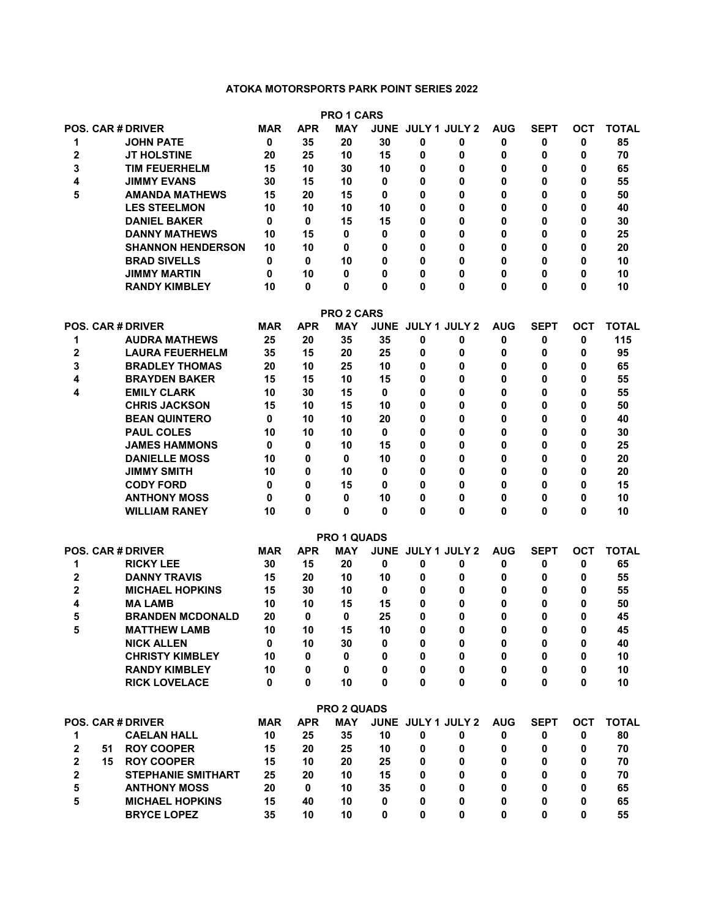# ATOKA MOTORSPORTS PARK POINT SERIES 2022

## PRO 1 CARS

| POS. | CAR # | DRIVER | MAR | APR | MAY | JUNE | JULY 1 | JULY 2 | AUG | SEPT | OCT | TOTAL |
|---|---|---|---|---|---|---|---|---|---|---|---|---|
| 1 | | JOHN PATE | 0 | 35 | 20 | 30 | 0 | 0 | 0 | 0 | 0 | 85 |
| 2 | | JT HOLSTINE | 20 | 25 | 10 | 15 | 0 | 0 | 0 | 0 | 0 | 70 |
| 3 | | TIM FEUERHELM | 15 | 10 | 30 | 10 | 0 | 0 | 0 | 0 | 0 | 65 |
| 4 | | JIMMY EVANS | 30 | 15 | 10 | 0 | 0 | 0 | 0 | 0 | 0 | 55 |
| 5 | | AMANDA MATHEWS | 15 | 20 | 15 | 0 | 0 | 0 | 0 | 0 | 0 | 50 |
| | | LES STEELMON | 10 | 10 | 10 | 10 | 0 | 0 | 0 | 0 | 0 | 40 |
| | | DANIEL BAKER | 0 | 0 | 15 | 15 | 0 | 0 | 0 | 0 | 0 | 30 |
| | | DANNY MATHEWS | 10 | 15 | 0 | 0 | 0 | 0 | 0 | 0 | 0 | 25 |
| | | SHANNON HENDERSON | 10 | 10 | 0 | 0 | 0 | 0 | 0 | 0 | 0 | 20 |
| | | BRAD SIVELLS | 0 | 0 | 10 | 0 | 0 | 0 | 0 | 0 | 0 | 10 |
| | | JIMMY MARTIN | 0 | 10 | 0 | 0 | 0 | 0 | 0 | 0 | 0 | 10 |
| | | RANDY KIMBLEY | 10 | 0 | 0 | 0 | 0 | 0 | 0 | 0 | 0 | 10 |

## PRO 2 CARS

| POS. | CAR # | DRIVER | MAR | APR | MAY | JUNE | JULY 1 | JULY 2 | AUG | SEPT | OCT | TOTAL |
|---|---|---|---|---|---|---|---|---|---|---|---|---|
| 1 | | AUDRA MATHEWS | 25 | 20 | 35 | 35 | 0 | 0 | 0 | 0 | 0 | 115 |
| 2 | | LAURA FEUERHELM | 35 | 15 | 20 | 25 | 0 | 0 | 0 | 0 | 0 | 95 |
| 3 | | BRADLEY THOMAS | 20 | 10 | 25 | 10 | 0 | 0 | 0 | 0 | 0 | 65 |
| 4 | | BRAYDEN BAKER | 15 | 15 | 10 | 15 | 0 | 0 | 0 | 0 | 0 | 55 |
| 4 | | EMILY CLARK | 10 | 30 | 15 | 0 | 0 | 0 | 0 | 0 | 0 | 55 |
| | | CHRIS JACKSON | 15 | 10 | 15 | 10 | 0 | 0 | 0 | 0 | 0 | 50 |
| | | BEAN QUINTERO | 0 | 10 | 10 | 20 | 0 | 0 | 0 | 0 | 0 | 40 |
| | | PAUL COLES | 10 | 10 | 10 | 0 | 0 | 0 | 0 | 0 | 0 | 30 |
| | | JAMES HAMMONS | 0 | 0 | 10 | 15 | 0 | 0 | 0 | 0 | 0 | 25 |
| | | DANIELLE MOSS | 10 | 0 | 0 | 10 | 0 | 0 | 0 | 0 | 0 | 20 |
| | | JIMMY SMITH | 10 | 0 | 10 | 0 | 0 | 0 | 0 | 0 | 0 | 20 |
| | | CODY FORD | 0 | 0 | 15 | 0 | 0 | 0 | 0 | 0 | 0 | 15 |
| | | ANTHONY MOSS | 0 | 0 | 0 | 10 | 0 | 0 | 0 | 0 | 0 | 10 |
| | | WILLIAM RANEY | 10 | 0 | 0 | 0 | 0 | 0 | 0 | 0 | 0 | 10 |

## PRO 1 QUADS

| POS. | CAR # | DRIVER | MAR | APR | MAY | JUNE | JULY 1 | JULY 2 | AUG | SEPT | OCT | TOTAL |
|---|---|---|---|---|---|---|---|---|---|---|---|---|
| 1 | | RICKY LEE | 30 | 15 | 20 | 0 | 0 | 0 | 0 | 0 | 0 | 65 |
| 2 | | DANNY TRAVIS | 15 | 20 | 10 | 10 | 0 | 0 | 0 | 0 | 0 | 55 |
| 2 | | MICHAEL HOPKINS | 15 | 30 | 10 | 0 | 0 | 0 | 0 | 0 | 0 | 55 |
| 4 | | MA LAMB | 10 | 10 | 15 | 15 | 0 | 0 | 0 | 0 | 0 | 50 |
| 5 | | BRANDEN MCDONALD | 20 | 0 | 0 | 25 | 0 | 0 | 0 | 0 | 0 | 45 |
| 5 | | MATTHEW LAMB | 10 | 10 | 15 | 10 | 0 | 0 | 0 | 0 | 0 | 45 |
| | | NICK ALLEN | 0 | 10 | 30 | 0 | 0 | 0 | 0 | 0 | 0 | 40 |
| | | CHRISTY KIMBLEY | 10 | 0 | 0 | 0 | 0 | 0 | 0 | 0 | 0 | 10 |
| | | RANDY KIMBLEY | 10 | 0 | 0 | 0 | 0 | 0 | 0 | 0 | 0 | 10 |
| | | RICK LOVELACE | 0 | 0 | 10 | 0 | 0 | 0 | 0 | 0 | 0 | 10 |

## PRO 2 QUADS

| POS. | CAR # | DRIVER | MAR | APR | MAY | JUNE | JULY 1 | JULY 2 | AUG | SEPT | OCT | TOTAL |
|---|---|---|---|---|---|---|---|---|---|---|---|---|
| 1 | | CAELAN HALL | 10 | 25 | 35 | 10 | 0 | 0 | 0 | 0 | 0 | 80 |
| 2 | 51 | ROY COOPER | 15 | 20 | 25 | 10 | 0 | 0 | 0 | 0 | 0 | 70 |
| 2 | 15 | ROY COOPER | 15 | 10 | 20 | 25 | 0 | 0 | 0 | 0 | 0 | 70 |
| 2 | | STEPHANIE SMITHART | 25 | 20 | 10 | 15 | 0 | 0 | 0 | 0 | 0 | 70 |
| 5 | | ANTHONY MOSS | 20 | 0 | 10 | 35 | 0 | 0 | 0 | 0 | 0 | 65 |
| 5 | | MICHAEL HOPKINS | 15 | 40 | 10 | 0 | 0 | 0 | 0 | 0 | 0 | 65 |
| | | BRYCE LOPEZ | 35 | 10 | 10 | 0 | 0 | 0 | 0 | 0 | 0 | 55 |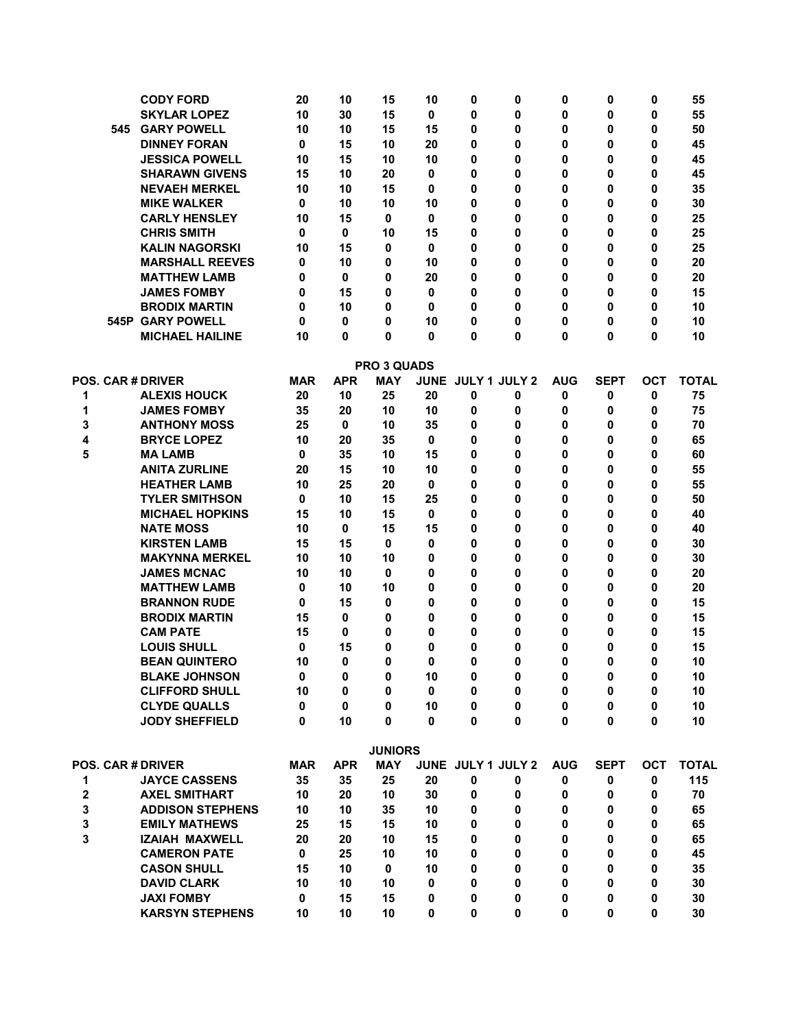| POS. | CAR # | DRIVER | MAR | APR | MAY | JUNE | JULY 1 | JULY 2 | AUG | SEPT | OCT | TOTAL |
|---|---|---|---|---|---|---|---|---|---|---|---|---|
| | | CODY FORD | 20 | 10 | 15 | 10 | 0 | 0 | 0 | 0 | 0 | 55 |
| | | SKYLAR LOPEZ | 10 | 30 | 15 | 0 | 0 | 0 | 0 | 0 | 0 | 55 |
| | 545 | GARY POWELL | 10 | 10 | 15 | 15 | 0 | 0 | 0 | 0 | 0 | 50 |
| | | DINNEY FORAN | 0 | 15 | 10 | 20 | 0 | 0 | 0 | 0 | 0 | 45 |
| | | JESSICA POWELL | 10 | 15 | 10 | 10 | 0 | 0 | 0 | 0 | 0 | 45 |
| | | SHARAWN GIVENS | 15 | 10 | 20 | 0 | 0 | 0 | 0 | 0 | 0 | 45 |
| | | NEVAEH MERKEL | 10 | 10 | 15 | 0 | 0 | 0 | 0 | 0 | 0 | 35 |
| | | MIKE WALKER | 0 | 10 | 10 | 10 | 0 | 0 | 0 | 0 | 0 | 30 |
| | | CARLY HENSLEY | 10 | 15 | 0 | 0 | 0 | 0 | 0 | 0 | 0 | 25 |
| | | CHRIS SMITH | 0 | 0 | 10 | 15 | 0 | 0 | 0 | 0 | 0 | 25 |
| | | KALIN NAGORSKI | 10 | 15 | 0 | 0 | 0 | 0 | 0 | 0 | 0 | 25 |
| | | MARSHALL REEVES | 0 | 10 | 0 | 10 | 0 | 0 | 0 | 0 | 0 | 20 |
| | | MATTHEW LAMB | 0 | 0 | 0 | 20 | 0 | 0 | 0 | 0 | 0 | 20 |
| | | JAMES FOMBY | 0 | 15 | 0 | 0 | 0 | 0 | 0 | 0 | 0 | 15 |
| | | BRODIX MARTIN | 0 | 10 | 0 | 0 | 0 | 0 | 0 | 0 | 0 | 10 |
| | 545P | GARY POWELL | 0 | 0 | 0 | 10 | 0 | 0 | 0 | 0 | 0 | 10 |
| | | MICHAEL HAILINE | 10 | 0 | 0 | 0 | 0 | 0 | 0 | 0 | 0 | 10 |

## PRO 3 QUADS

| POS. | CAR # | DRIVER | MAR | APR | MAY | JUNE | JULY 1 | JULY 2 | AUG | SEPT | OCT | TOTAL |
|---|---|---|---|---|---|---|---|---|---|---|---|---|
| 1 | | ALEXIS HOUCK | 20 | 10 | 25 | 20 | 0 | 0 | 0 | 0 | 0 | 75 |
| 1 | | JAMES FOMBY | 35 | 20 | 10 | 10 | 0 | 0 | 0 | 0 | 0 | 75 |
| 3 | | ANTHONY MOSS | 25 | 0 | 10 | 35 | 0 | 0 | 0 | 0 | 0 | 70 |
| 4 | | BRYCE LOPEZ | 10 | 20 | 35 | 0 | 0 | 0 | 0 | 0 | 0 | 65 |
| 5 | | MA LAMB | 0 | 35 | 10 | 15 | 0 | 0 | 0 | 0 | 0 | 60 |
| | | ANITA ZURLINE | 20 | 15 | 10 | 10 | 0 | 0 | 0 | 0 | 0 | 55 |
| | | HEATHER LAMB | 10 | 25 | 20 | 0 | 0 | 0 | 0 | 0 | 0 | 55 |
| | | TYLER SMITHSON | 0 | 10 | 15 | 25 | 0 | 0 | 0 | 0 | 0 | 50 |
| | | MICHAEL HOPKINS | 15 | 10 | 15 | 0 | 0 | 0 | 0 | 0 | 0 | 40 |
| | | NATE MOSS | 10 | 0 | 15 | 15 | 0 | 0 | 0 | 0 | 0 | 40 |
| | | KIRSTEN LAMB | 15 | 15 | 0 | 0 | 0 | 0 | 0 | 0 | 0 | 30 |
| | | MAKYNNA MERKEL | 10 | 10 | 10 | 0 | 0 | 0 | 0 | 0 | 0 | 30 |
| | | JAMES MCNAC | 10 | 10 | 0 | 0 | 0 | 0 | 0 | 0 | 0 | 20 |
| | | MATTHEW LAMB | 0 | 10 | 10 | 0 | 0 | 0 | 0 | 0 | 0 | 20 |
| | | BRANNON RUDE | 0 | 15 | 0 | 0 | 0 | 0 | 0 | 0 | 0 | 15 |
| | | BRODIX MARTIN | 15 | 0 | 0 | 0 | 0 | 0 | 0 | 0 | 0 | 15 |
| | | CAM PATE | 15 | 0 | 0 | 0 | 0 | 0 | 0 | 0 | 0 | 15 |
| | | LOUIS SHULL | 0 | 15 | 0 | 0 | 0 | 0 | 0 | 0 | 0 | 15 |
| | | BEAN QUINTERO | 10 | 0 | 0 | 0 | 0 | 0 | 0 | 0 | 0 | 10 |
| | | BLAKE JOHNSON | 0 | 0 | 0 | 10 | 0 | 0 | 0 | 0 | 0 | 10 |
| | | CLIFFORD SHULL | 10 | 0 | 0 | 0 | 0 | 0 | 0 | 0 | 0 | 10 |
| | | CLYDE QUALLS | 0 | 0 | 0 | 10 | 0 | 0 | 0 | 0 | 0 | 10 |
| | | JODY SHEFFIELD | 0 | 10 | 0 | 0 | 0 | 0 | 0 | 0 | 0 | 10 |

## JUNIORS

| POS. | CAR # | DRIVER | MAR | APR | MAY | JUNE | JULY 1 | JULY 2 | AUG | SEPT | OCT | TOTAL |
|---|---|---|---|---|---|---|---|---|---|---|---|---|
| 1 | | JAYCE CASSENS | 35 | 35 | 25 | 20 | 0 | 0 | 0 | 0 | 0 | 115 |
| 2 | | AXEL SMITHART | 10 | 20 | 10 | 30 | 0 | 0 | 0 | 0 | 0 | 70 |
| 3 | | ADDISON STEPHENS | 10 | 10 | 35 | 10 | 0 | 0 | 0 | 0 | 0 | 65 |
| 3 | | EMILY MATHEWS | 25 | 15 | 15 | 10 | 0 | 0 | 0 | 0 | 0 | 65 |
| 3 | | IZAIAH MAXWELL | 20 | 20 | 10 | 15 | 0 | 0 | 0 | 0 | 0 | 65 |
| | | CAMERON PATE | 0 | 25 | 10 | 10 | 0 | 0 | 0 | 0 | 0 | 45 |
| | | CASON SHULL | 15 | 10 | 0 | 10 | 0 | 0 | 0 | 0 | 0 | 35 |
| | | DAVID CLARK | 10 | 10 | 10 | 0 | 0 | 0 | 0 | 0 | 0 | 30 |
| | | JAXI FOMBY | 0 | 15 | 15 | 0 | 0 | 0 | 0 | 0 | 0 | 30 |
| | | KARSYN STEPHENS | 10 | 10 | 10 | 0 | 0 | 0 | 0 | 0 | 0 | 30 |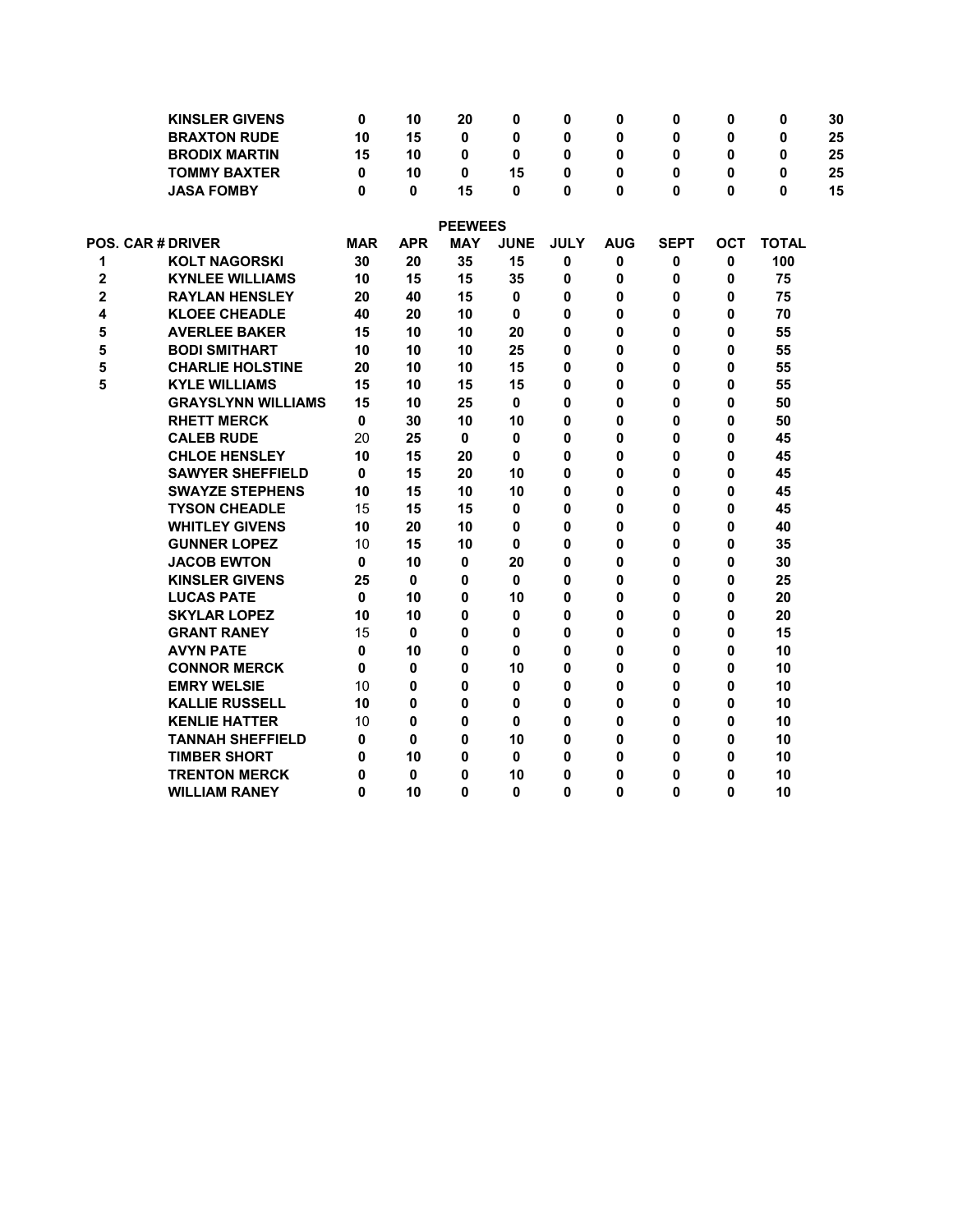| | | | | | | | | | | |
|---|---|---|---|---|---|---|---|---|---|---|
| **KINSLER GIVENS** | **0** | **10** | **20** | **0** | **0** | **0** | **0** | **0** | **0** | **30** |
| **BRAXTON RUDE** | **10** | **15** | **0** | **0** | **0** | **0** | **0** | **0** | **0** | **25** |
| **BRODIX MARTIN** | **15** | **10** | **0** | **0** | **0** | **0** | **0** | **0** | **0** | **25** |
| **TOMMY BAXTER** | **0** | **10** | **0** | **15** | **0** | **0** | **0** | **0** | **0** | **25** |
| **JASA FOMBY** | **0** | **0** | **15** | **0** | **0** | **0** | **0** | **0** | **0** | **15** |

## PEEWEES

| POS. | CAR # | DRIVER | MAR | APR | MAY | JUNE | JULY | AUG | SEPT | OCT | TOTAL |
|---|---|---|---|---|---|---|---|---|---|---|---|
| 1 | | KOLT NAGORSKI | 30 | 20 | 35 | 15 | 0 | 0 | 0 | 0 | 100 |
| 2 | | KYNLEE WILLIAMS | 10 | 15 | 15 | 35 | 0 | 0 | 0 | 0 | 75 |
| 2 | | RAYLAN HENSLEY | 20 | 40 | 15 | 0 | 0 | 0 | 0 | 0 | 75 |
| 4 | | KLOEE CHEADLE | 40 | 20 | 10 | 0 | 0 | 0 | 0 | 0 | 70 |
| 5 | | AVERLEE BAKER | 15 | 10 | 10 | 20 | 0 | 0 | 0 | 0 | 55 |
| 5 | | BODI SMITHART | 10 | 10 | 10 | 25 | 0 | 0 | 0 | 0 | 55 |
| 5 | | CHARLIE HOLSTINE | 20 | 10 | 10 | 15 | 0 | 0 | 0 | 0 | 55 |
| 5 | | KYLE WILLIAMS | 15 | 10 | 15 | 15 | 0 | 0 | 0 | 0 | 55 |
| | | GRAYSLYNN WILLIAMS | 15 | 10 | 25 | 0 | 0 | 0 | 0 | 0 | 50 |
| | | RHETT MERCK | 0 | 30 | 10 | 10 | 0 | 0 | 0 | 0 | 50 |
| | | CALEB RUDE | 20 | 25 | 0 | 0 | 0 | 0 | 0 | 0 | 45 |
| | | CHLOE HENSLEY | 10 | 15 | 20 | 0 | 0 | 0 | 0 | 0 | 45 |
| | | SAWYER SHEFFIELD | 0 | 15 | 20 | 10 | 0 | 0 | 0 | 0 | 45 |
| | | SWAYZE STEPHENS | 10 | 15 | 10 | 10 | 0 | 0 | 0 | 0 | 45 |
| | | TYSON CHEADLE | 15 | 15 | 15 | 0 | 0 | 0 | 0 | 0 | 45 |
| | | WHITLEY GIVENS | 10 | 20 | 10 | 0 | 0 | 0 | 0 | 0 | 40 |
| | | GUNNER LOPEZ | 10 | 15 | 10 | 0 | 0 | 0 | 0 | 0 | 35 |
| | | JACOB EWTON | 0 | 10 | 0 | 20 | 0 | 0 | 0 | 0 | 30 |
| | | KINSLER GIVENS | 25 | 0 | 0 | 0 | 0 | 0 | 0 | 0 | 25 |
| | | LUCAS PATE | 0 | 10 | 0 | 10 | 0 | 0 | 0 | 0 | 20 |
| | | SKYLAR LOPEZ | 10 | 10 | 0 | 0 | 0 | 0 | 0 | 0 | 20 |
| | | GRANT RANEY | 15 | 0 | 0 | 0 | 0 | 0 | 0 | 0 | 15 |
| | | AVYN PATE | 0 | 10 | 0 | 0 | 0 | 0 | 0 | 0 | 10 |
| | | CONNOR MERCK | 0 | 0 | 0 | 10 | 0 | 0 | 0 | 0 | 10 |
| | | EMRY WELSIE | 10 | 0 | 0 | 0 | 0 | 0 | 0 | 0 | 10 |
| | | KALLIE RUSSELL | 10 | 0 | 0 | 0 | 0 | 0 | 0 | 0 | 10 |
| | | KENLIE HATTER | 10 | 0 | 0 | 0 | 0 | 0 | 0 | 0 | 10 |
| | | TANNAH SHEFFIELD | 0 | 0 | 0 | 10 | 0 | 0 | 0 | 0 | 10 |
| | | TIMBER SHORT | 0 | 10 | 0 | 0 | 0 | 0 | 0 | 0 | 10 |
| | | TRENTON MERCK | 0 | 0 | 0 | 10 | 0 | 0 | 0 | 0 | 10 |
| | | WILLIAM RANEY | 0 | 10 | 0 | 0 | 0 | 0 | 0 | 0 | 10 |